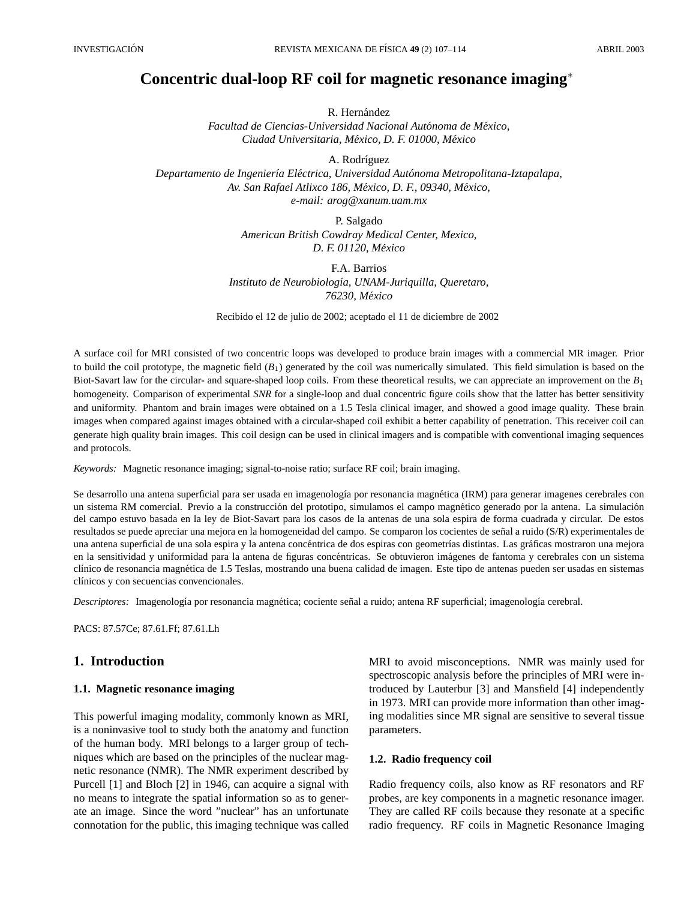# Concentric dual-loop RF coil for magnetic resonance imaging*

R. Hernández
*Facultad de Ciencias-Universidad Nacional Autónoma de México,*
*Ciudad Universitaria, México, D. F. 01000, México*

A. Rodríguez
*Departamento de Ingeniería Eléctrica, Universidad Autónoma Metropolitana-Iztapalapa,*
*Av. San Rafael Atlixco 186, México, D. F., 09340, México,*
*e-mail: arog@xanum.uam.mx*

P. Salgado
*American British Cowdray Medical Center, Mexico,*
*D. F. 01120, México*

F.A. Barrios
*Instituto de Neurobiología, UNAM-Juriquilla, Queretaro,*
*76230, México*

Recibido el 12 de julio de 2002; aceptado el 11 de diciembre de 2002

A surface coil for MRI consisted of two concentric loops was developed to produce brain images with a commercial MR imager. Prior to build the coil prototype, the magnetic field ($B_1$) generated by the coil was numerically simulated. This field simulation is based on the Biot-Savart law for the circular- and square-shaped loop coils. From these theoretical results, we can appreciate an improvement on the $B_1$ homogeneity. Comparison of experimental *SNR* for a single-loop and dual concentric figure coils show that the latter has better sensitivity and uniformity. Phantom and brain images were obtained on a 1.5 Tesla clinical imager, and showed a good image quality. These brain images when compared against images obtained with a circular-shaped coil exhibit a better capability of penetration. This receiver coil can generate high quality brain images. This coil design can be used in clinical imagers and is compatible with conventional imaging sequences and protocols.

*Keywords:* Magnetic resonance imaging; signal-to-noise ratio; surface RF coil; brain imaging.

Se desarrollo una antena superficial para ser usada en imagenología por resonancia magnética (IRM) para generar imagenes cerebrales con un sistema RM comercial. Previo a la construcción del prototipo, simulamos el campo magnético generado por la antena. La simulación del campo estuvo basada en la ley de Biot-Savart para los casos de la antenas de una sola espira de forma cuadrada y circular. De estos resultados se puede apreciar una mejora en la homogeneidad del campo. Se compararon los cocientes de señal a ruido (S/R) experimentales de una antena superficial de una sola espira y la antena concéntrica de dos espiras con geometrías distintas. Las gráficas mostraron una mejora en la sensitividad y uniformidad para la antena de figuras concéntricas. Se obtuvieron imágenes de fantoma y cerebrales con un sistema clínico de resonancia magnética de 1.5 Teslas, mostrando una buena calidad de imagen. Este tipo de antenas pueden ser usadas en sistemas clínicos y con secuencias convencionales.

*Descriptores:* Imagenología por resonancia magnética; cociente señal a ruido; antena RF superficial; imagenología cerebral.

PACS: 87.57Ce; 87.61.Ff; 87.61.Lh

## 1. Introduction

### 1.1. Magnetic resonance imaging

This powerful imaging modality, commonly known as MRI, is a noninvasive tool to study both the anatomy and function of the human body. MRI belongs to a larger group of techniques which are based on the principles of the nuclear magnetic resonance (NMR). The NMR experiment described by Purcell [1] and Bloch [2] in 1946, can acquire a signal with no means to integrate the spatial information so as to generate an image. Since the word "nuclear" has an unfortunate connotation for the public, this imaging technique was called MRI to avoid misconceptions. NMR was mainly used for spectroscopic analysis before the principles of MRI were introduced by Lauterbur [3] and Mansfield [4] independently in 1973. MRI can provide more information than other imaging modalities since MR signal are sensitive to several tissue parameters.

### 1.2. Radio frequency coil

Radio frequency coils, also know as RF resonators and RF probes, are key components in a magnetic resonance imager. They are called RF coils because they resonate at a specific radio frequency. RF coils in Magnetic Resonance Imaging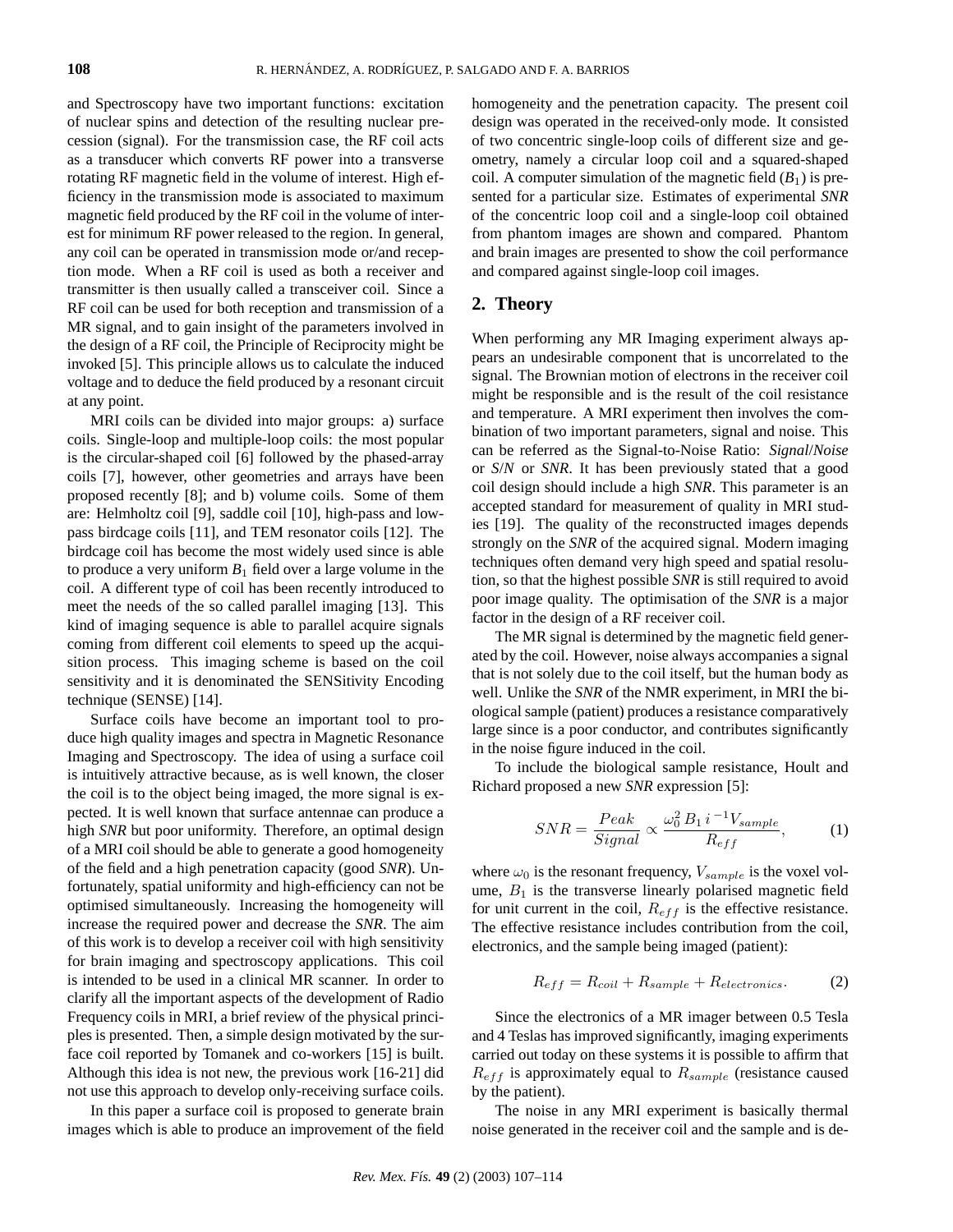and Spectroscopy have two important functions: excitation of nuclear spins and detection of the resulting nuclear precession (signal). For the transmission case, the RF coil acts as a transducer which converts RF power into a transverse rotating RF magnetic field in the volume of interest. High efficiency in the transmission mode is associated to maximum magnetic field produced by the RF coil in the volume of interest for minimum RF power released to the region. In general, any coil can be operated in transmission mode or/and reception mode. When a RF coil is used as both a receiver and transmitter is then usually called a transceiver coil. Since a RF coil can be used for both reception and transmission of a MR signal, and to gain insight of the parameters involved in the design of a RF coil, the Principle of Reciprocity might be invoked [5]. This principle allows us to calculate the induced voltage and to deduce the field produced by a resonant circuit at any point.

MRI coils can be divided into major groups: a) surface coils. Single-loop and multiple-loop coils: the most popular is the circular-shaped coil [6] followed by the phased-array coils [7], however, other geometries and arrays have been proposed recently [8]; and b) volume coils. Some of them are: Helmholtz coil [9], saddle coil [10], high-pass and low-pass birdcage coils [11], and TEM resonator coils [12]. The birdcage coil has become the most widely used since is able to produce a very uniform $B_1$ field over a large volume in the coil. A different type of coil has been recently introduced to meet the needs of the so called parallel imaging [13]. This kind of imaging sequence is able to parallel acquire signals coming from different coil elements to speed up the acquisition process. This imaging scheme is based on the coil sensitivity and it is denominated the SENSitivity Encoding technique (SENSE) [14].

Surface coils have become an important tool to produce high quality images and spectra in Magnetic Resonance Imaging and Spectroscopy. The idea of using a surface coil is intuitively attractive because, as is well known, the closer the coil is to the object being imaged, the more signal is expected. It is well known that surface antennae can produce a high *SNR* but poor uniformity. Therefore, an optimal design of a MRI coil should be able to generate a good homogeneity of the field and a high penetration capacity (good *SNR*). Unfortunately, spatial uniformity and high-efficiency can not be optimised simultaneously. Increasing the homogeneity will increase the required power and decrease the *SNR*. The aim of this work is to develop a receiver coil with high sensitivity for brain imaging and spectroscopy applications. This coil is intended to be used in a clinical MR scanner. In order to clarify all the important aspects of the development of Radio Frequency coils in MRI, a brief review of the physical principles is presented. Then, a simple design motivated by the surface coil reported by Tomanek and co-workers [15] is built. Although this idea is not new, the previous work [16-21] did not use this approach to develop only-receiving surface coils.

In this paper a surface coil is proposed to generate brain images which is able to produce an improvement of the field homogeneity and the penetration capacity. The present coil design was operated in the received-only mode. It consisted of two concentric single-loop coils of different size and geometry, namely a circular loop coil and a squared-shaped coil. A computer simulation of the magnetic field ($B_1$) is presented for a particular size. Estimates of experimental *SNR* of the concentric loop coil and a single-loop coil obtained from phantom images are shown and compared. Phantom and brain images are presented to show the coil performance and compared against single-loop coil images.

## 2. Theory

When performing any MR Imaging experiment always appears an undesirable component that is uncorrelated to the signal. The Brownian motion of electrons in the receiver coil might be responsible and is the result of the coil resistance and temperature. A MRI experiment then involves the combination of two important parameters, signal and noise. This can be referred as the Signal-to-Noise Ratio: *Signal*/*Noise* or *S*/*N* or *SNR*. It has been previously stated that a good coil design should include a high *SNR*. This parameter is an accepted standard for measurement of quality in MRI studies [19]. The quality of the reconstructed images depends strongly on the *SNR* of the acquired signal. Modern imaging techniques often demand very high speed and spatial resolution, so that the highest possible *SNR* is still required to avoid poor image quality. The optimisation of the *SNR* is a major factor in the design of a RF receiver coil.

The MR signal is determined by the magnetic field generated by the coil. However, noise always accompanies a signal that is not solely due to the coil itself, but the human body as well. Unlike the *SNR* of the NMR experiment, in MRI the biological sample (patient) produces a resistance comparatively large since is a poor conductor, and contributes significantly in the noise figure induced in the coil.

To include the biological sample resistance, Hoult and Richard proposed a new *SNR* expression [5]:

$$SNR = \frac{Peak}{Signal} \propto \frac{\omega_0^2 \, B_1 \, i^{-1} V_{sample}}{R_{eff}}, \tag{1}$$

where $\omega_0$ is the resonant frequency, $V_{sample}$ is the voxel volume, $B_1$ is the transverse linearly polarised magnetic field for unit current in the coil, $R_{eff}$ is the effective resistance. The effective resistance includes contribution from the coil, electronics, and the sample being imaged (patient):

$$R_{eff} = R_{coil} + R_{sample} + R_{electronics}. \tag{2}$$

Since the electronics of a MR imager between 0.5 Tesla and 4 Teslas has improved significantly, imaging experiments carried out today on these systems it is possible to affirm that $R_{eff}$ is approximately equal to $R_{sample}$ (resistance caused by the patient).

The noise in any MRI experiment is basically thermal noise generated in the receiver coil and the sample and is de-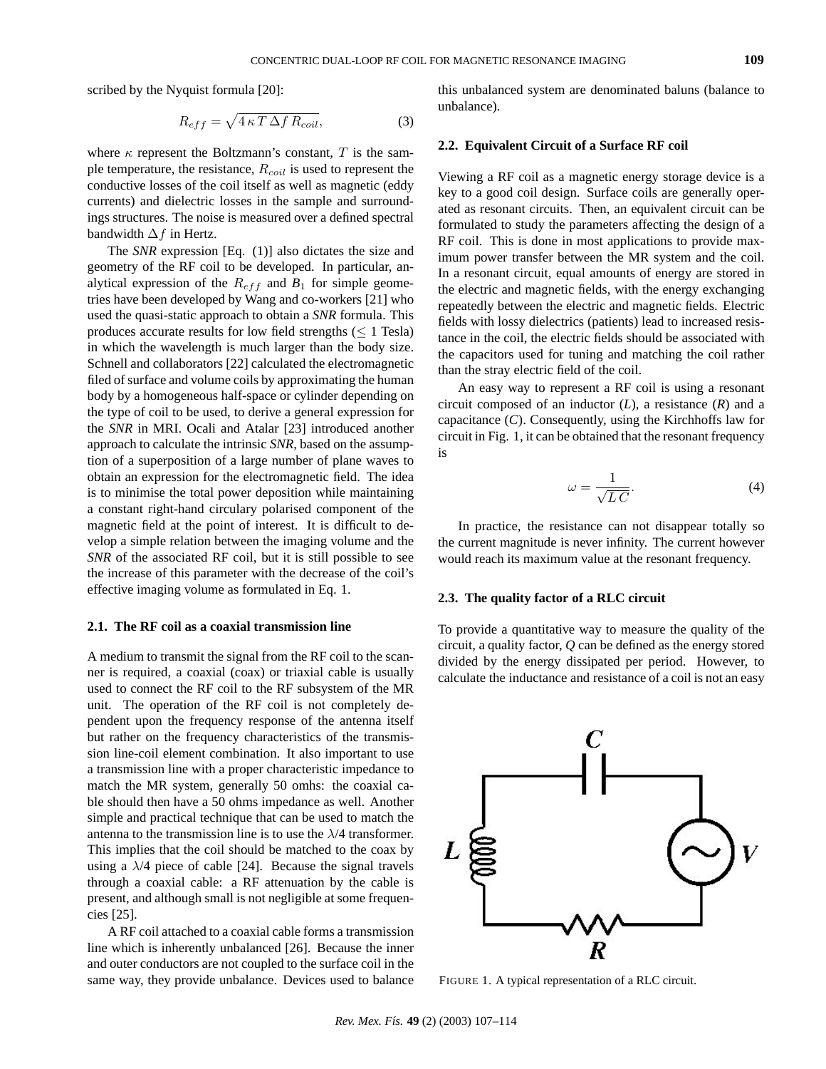scribed by the Nyquist formula [20]:

$$R_{eff} = \sqrt{4\,\kappa\,T\,\Delta f\,R_{coil}}, \tag{3}$$

where $\kappa$ represent the Boltzmann's constant, $T$ is the sample temperature, the resistance, $R_{coil}$ is used to represent the conductive losses of the coil itself as well as magnetic (eddy currents) and dielectric losses in the sample and surroundings structures. The noise is measured over a defined spectral bandwidth $\Delta f$ in Hertz.

The *SNR* expression [Eq. (1)] also dictates the size and geometry of the RF coil to be developed. In particular, analytical expression of the $R_{eff}$ and $B_1$ for simple geometries have been developed by Wang and co-workers [21] who used the quasi-static approach to obtain a *SNR* formula. This produces accurate results for low field strengths ($\leq 1$ Tesla) in which the wavelength is much larger than the body size. Schnell and collaborators [22] calculated the electromagnetic filed of surface and volume coils by approximating the human body by a homogeneous half-space or cylinder depending on the type of coil to be used, to derive a general expression for the *SNR* in MRI. Ocali and Atalar [23] introduced another approach to calculate the intrinsic *SNR*, based on the assumption of a superposition of a large number of plane waves to obtain an expression for the electromagnetic field. The idea is to minimise the total power deposition while maintaining a constant right-hand circulary polarised component of the magnetic field at the point of interest. It is difficult to develop a simple relation between the imaging volume and the *SNR* of the associated RF coil, but it is still possible to see the increase of this parameter with the decrease of the coil's effective imaging volume as formulated in Eq. 1.

### 2.1. The RF coil as a coaxial transmission line

A medium to transmit the signal from the RF coil to the scanner is required, a coaxial (coax) or triaxial cable is usually used to connect the RF coil to the RF subsystem of the MR unit. The operation of the RF coil is not completely dependent upon the frequency response of the antenna itself but rather on the frequency characteristics of the transmission line-coil element combination. It also important to use a transmission line with a proper characteristic impedance to match the MR system, generally 50 omhs: the coaxial cable should then have a 50 ohms impedance as well. Another simple and practical technique that can be used to match the antenna to the transmission line is to use the $\lambda$/4 transformer. This implies that the coil should be matched to the coax by using a $\lambda$/4 piece of cable [24]. Because the signal travels through a coaxial cable: a RF attenuation by the cable is present, and although small is not negligible at some frequencies [25].

A RF coil attached to a coaxial cable forms a transmission line which is inherently unbalanced [26]. Because the inner and outer conductors are not coupled to the surface coil in the same way, they provide unbalance. Devices used to balance this unbalanced system are denominated baluns (balance to unbalance).

### 2.2. Equivalent Circuit of a Surface RF coil

Viewing a RF coil as a magnetic energy storage device is a key to a good coil design. Surface coils are generally operated as resonant circuits. Then, an equivalent circuit can be formulated to study the parameters affecting the design of a RF coil. This is done in most applications to provide maximum power transfer between the MR system and the coil. In a resonant circuit, equal amounts of energy are stored in the electric and magnetic fields, with the energy exchanging repeatedly between the electric and magnetic fields. Electric fields with lossy dielectrics (patients) lead to increased resistance in the coil, the electric fields should be associated with the capacitors used for tuning and matching the coil rather than the stray electric field of the coil.

An easy way to represent a RF coil is using a resonant circuit composed of an inductor (*L*), a resistance (*R*) and a capacitance (*C*). Consequently, using the Kirchhoffs law for circuit in Fig. 1, it can be obtained that the resonant frequency is

$$\omega = \frac{1}{\sqrt{L\,C}}. \tag{4}$$

In practice, the resistance can not disappear totally so the current magnitude is never infinity. The current however would reach its maximum value at the resonant frequency.

### 2.3. The quality factor of a RLC circuit

To provide a quantitative way to measure the quality of the circuit, a quality factor, *Q* can be defined as the energy stored divided by the energy dissipated per period. However, to calculate the inductance and resistance of a coil is not an easy

FIGURE 1. A typical representation of a RLC circuit.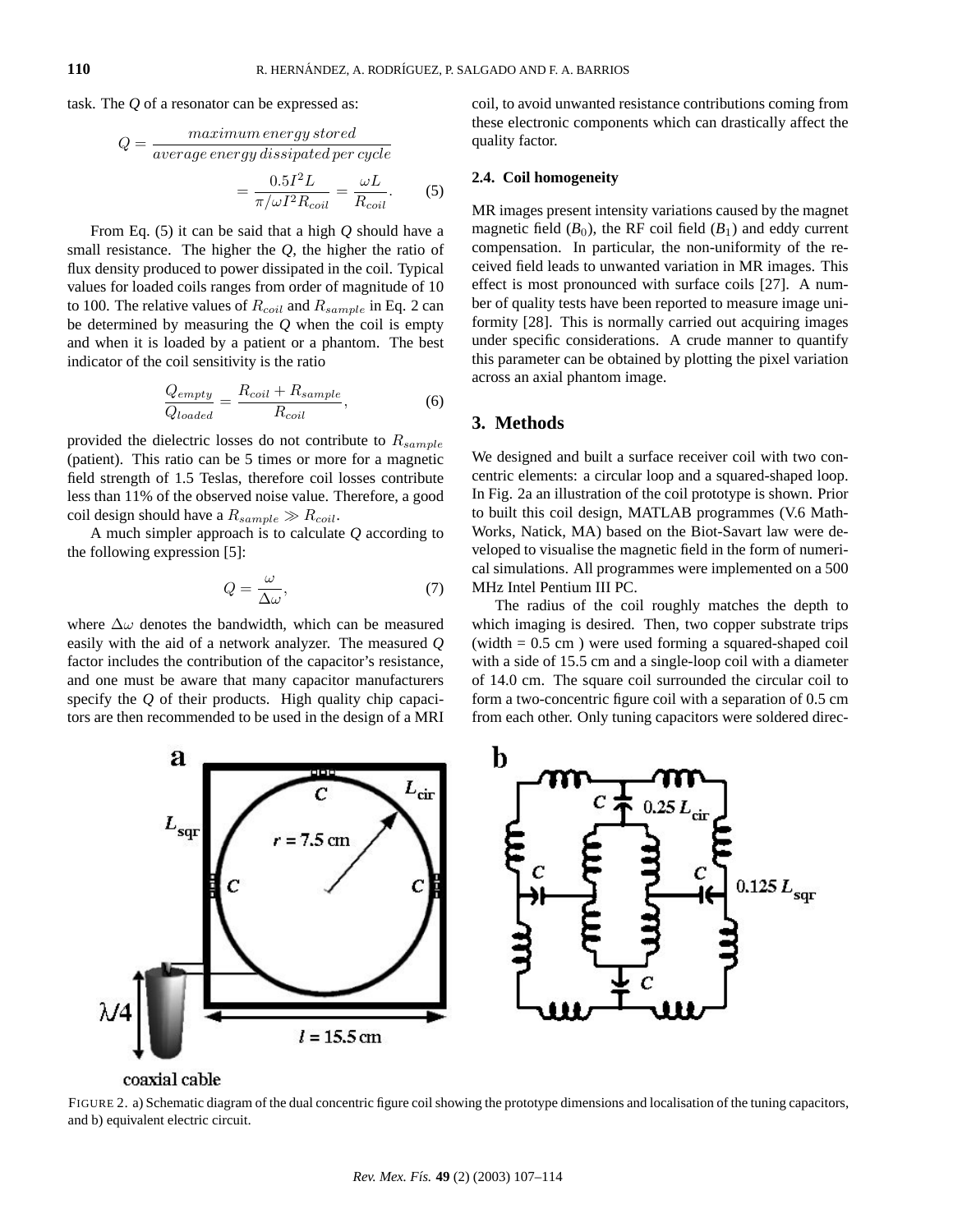task. The $Q$ of a resonator can be expressed as:

$$Q = \frac{maximum\,energy\,stored}{average\,energy\,dissipated\,per\,cycle} = \frac{0.5I^2L}{\pi/\omega I^2 R_{coil}} = \frac{\omega L}{R_{coil}}. \qquad (5)$$

From Eq. (5) it can be said that a high $Q$ should have a small resistance. The higher the $Q$, the higher the ratio of flux density produced to power dissipated in the coil. Typical values for loaded coils ranges from order of magnitude of 10 to 100. The relative values of $R_{coil}$ and $R_{sample}$ in Eq. 2 can be determined by measuring the $Q$ when the coil is empty and when it is loaded by a patient or a phantom. The best indicator of the coil sensitivity is the ratio

$$\frac{Q_{empty}}{Q_{loaded}} = \frac{R_{coil} + R_{sample}}{R_{coil}}, \qquad (6)$$

provided the dielectric losses do not contribute to $R_{sample}$ (patient). This ratio can be 5 times or more for a magnetic field strength of 1.5 Teslas, therefore coil losses contribute less than 11% of the observed noise value. Therefore, a good coil design should have a $R_{sample} \gg R_{coil}$.

A much simpler approach is to calculate $Q$ according to the following expression [5]:

$$Q = \frac{\omega}{\Delta\omega}, \qquad (7)$$

where $\Delta\omega$ denotes the bandwidth, which can be measured easily with the aid of a network analyzer. The measured $Q$ factor includes the contribution of the capacitor's resistance, and one must be aware that many capacitor manufacturers specify the $Q$ of their products. High quality chip capacitors are then recommended to be used in the design of a MRI coil, to avoid unwanted resistance contributions coming from these electronic components which can drastically affect the quality factor.

### 2.4. Coil homogeneity

MR images present intensity variations caused by the magnet magnetic field ($B_0$), the RF coil field ($B_1$) and eddy current compensation. In particular, the non-uniformity of the received field leads to unwanted variation in MR images. This effect is most pronounced with surface coils [27]. A number of quality tests have been reported to measure image uniformity [28]. This is normally carried out acquiring images under specific considerations. A crude manner to quantify this parameter can be obtained by plotting the pixel variation across an axial phantom image.

## 3. Methods

We designed and built a surface receiver coil with two concentric elements: a circular loop and a squared-shaped loop. In Fig. 2a an illustration of the coil prototype is shown. Prior to built this coil design, MATLAB programmes (V.6 MathWorks, Natick, MA) based on the Biot-Savart law were developed to visualise the magnetic field in the form of numerical simulations. All programmes were implemented on a 500 MHz Intel Pentium III PC.

The radius of the coil roughly matches the depth to which imaging is desired. Then, two copper substrate trips (width = 0.5 cm ) were used forming a squared-shaped coil with a side of 15.5 cm and a single-loop coil with a diameter of 14.0 cm. The square coil surrounded the circular coil to form a two-concentric figure coil with a separation of 0.5 cm from each other. Only tuning capacitors were soldered direc-

FIGURE 2. a) Schematic diagram of the dual concentric figure coil showing the prototype dimensions and localisation of the tuning capacitors, and b) equivalent electric circuit.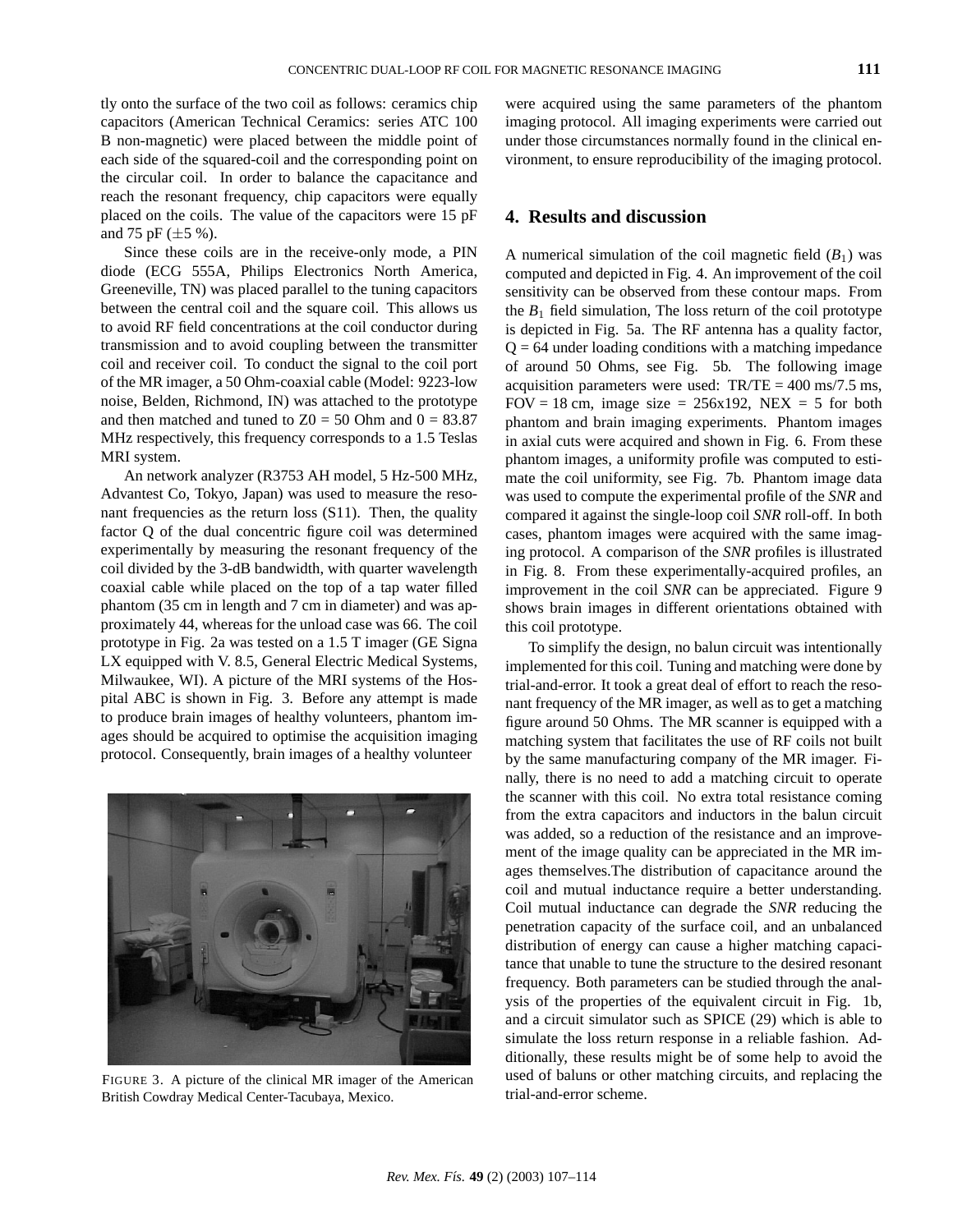tly onto the surface of the two coil as follows: ceramics chip capacitors (American Technical Ceramics: series ATC 100 B non-magnetic) were placed between the middle point of each side of the squared-coil and the corresponding point on the circular coil. In order to balance the capacitance and reach the resonant frequency, chip capacitors were equally placed on the coils. The value of the capacitors were 15 pF and 75 pF ($\pm$5 %).

Since these coils are in the receive-only mode, a PIN diode (ECG 555A, Philips Electronics North America, Greeneville, TN) was placed parallel to the tuning capacitors between the central coil and the square coil. This allows us to avoid RF field concentrations at the coil conductor during transmission and to avoid coupling between the transmitter coil and receiver coil. To conduct the signal to the coil port of the MR imager, a 50 Ohm-coaxial cable (Model: 9223-low noise, Belden, Richmond, IN) was attached to the prototype and then matched and tuned to Z0 = 50 Ohm and 0 = 83.87 MHz respectively, this frequency corresponds to a 1.5 Teslas MRI system.

An network analyzer (R3753 AH model, 5 Hz-500 MHz, Advantest Co, Tokyo, Japan) was used to measure the resonant frequencies as the return loss (S11). Then, the quality factor Q of the dual concentric figure coil was determined experimentally by measuring the resonant frequency of the coil divided by the 3-dB bandwidth, with quarter wavelength coaxial cable while placed on the top of a tap water filled phantom (35 cm in length and 7 cm in diameter) and was approximately 44, whereas for the unload case was 66. The coil prototype in Fig. 2a was tested on a 1.5 T imager (GE Signa LX equipped with V. 8.5, General Electric Medical Systems, Milwaukee, WI). A picture of the MRI systems of the Hospital ABC is shown in Fig. 3. Before any attempt is made to produce brain images of healthy volunteers, phantom images should be acquired to optimise the acquisition imaging protocol. Consequently, brain images of a healthy volunteer

FIGURE 3. A picture of the clinical MR imager of the American British Cowdray Medical Center-Tacubaya, Mexico.

were acquired using the same parameters of the phantom imaging protocol. All imaging experiments were carried out under those circumstances normally found in the clinical environment, to ensure reproducibility of the imaging protocol.

## 4. Results and discussion

A numerical simulation of the coil magnetic field ($B_1$) was computed and depicted in Fig. 4. An improvement of the coil sensitivity can be observed from these contour maps. From the $B_1$ field simulation, The loss return of the coil prototype is depicted in Fig. 5a. The RF antenna has a quality factor, Q = 64 under loading conditions with a matching impedance of around 50 Ohms, see Fig. 5b. The following image acquisition parameters were used: TR/TE = 400 ms/7.5 ms, FOV = 18 cm, image size = 256x192, NEX = 5 for both phantom and brain imaging experiments. Phantom images in axial cuts were acquired and shown in Fig. 6. From these phantom images, a uniformity profile was computed to estimate the coil uniformity, see Fig. 7b. Phantom image data was used to compute the experimental profile of the *SNR* and compared it against the single-loop coil *SNR* roll-off. In both cases, phantom images were acquired with the same imaging protocol. A comparison of the *SNR* profiles is illustrated in Fig. 8. From these experimentally-acquired profiles, an improvement in the coil *SNR* can be appreciated. Figure 9 shows brain images in different orientations obtained with this coil prototype.

To simplify the design, no balun circuit was intentionally implemented for this coil. Tuning and matching were done by trial-and-error. It took a great deal of effort to reach the resonant frequency of the MR imager, as well as to get a matching figure around 50 Ohms. The MR scanner is equipped with a matching system that facilitates the use of RF coils not built by the same manufacturing company of the MR imager. Finally, there is no need to add a matching circuit to operate the scanner with this coil. No extra total resistance coming from the extra capacitors and inductors in the balun circuit was added, so a reduction of the resistance and an improvement of the image quality can be appreciated in the MR images themselves.The distribution of capacitance around the coil and mutual inductance require a better understanding. Coil mutual inductance can degrade the *SNR* reducing the penetration capacity of the surface coil, and an unbalanced distribution of energy can cause a higher matching capacitance that unable to tune the structure to the desired resonant frequency. Both parameters can be studied through the analysis of the properties of the equivalent circuit in Fig. 1b, and a circuit simulator such as SPICE (29) which is able to simulate the loss return response in a reliable fashion. Additionally, these results might be of some help to avoid the used of baluns or other matching circuits, and replacing the trial-and-error scheme.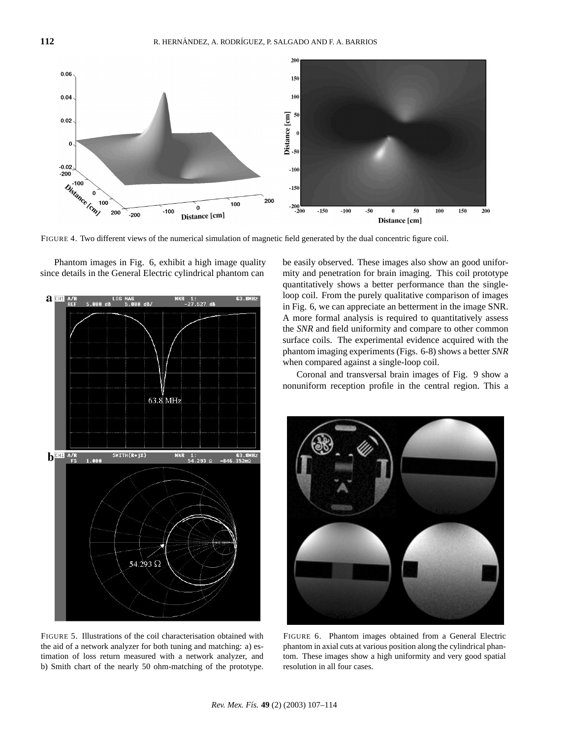FIGURE 4. Two different views of the numerical simulation of magnetic field generated by the dual concentric figure coil.

Phantom images in Fig. 6, exhibit a high image quality since details in the General Electric cylindrical phantom can be easily observed. These images also show an good uniformity and penetration for brain imaging. This coil prototype quantitatively shows a better performance than the single-loop coil. From the purely qualitative comparison of images in Fig. 6, we can appreciate an betterment in the image SNR. A more formal analysis is required to quantitatively assess the *SNR* and field uniformity and compare to other common surface coils. The experimental evidence acquired with the phantom imaging experiments (Figs. 6-8) shows a better *SNR* when compared against a single-loop coil.

Coronal and transversal brain images of Fig. 9 show a nonuniform reception profile in the central region. This a

FIGURE 5. Illustrations of the coil characterisation obtained with the aid of a network analyzer for both tuning and matching: a) estimation of loss return measured with a network analyzer, and b) Smith chart of the nearly 50 ohm-matching of the prototype.

FIGURE 6. Phantom images obtained from a General Electric phantom in axial cuts at various position along the cylindrical phantom. These images show a high uniformity and very good spatial resolution in all four cases.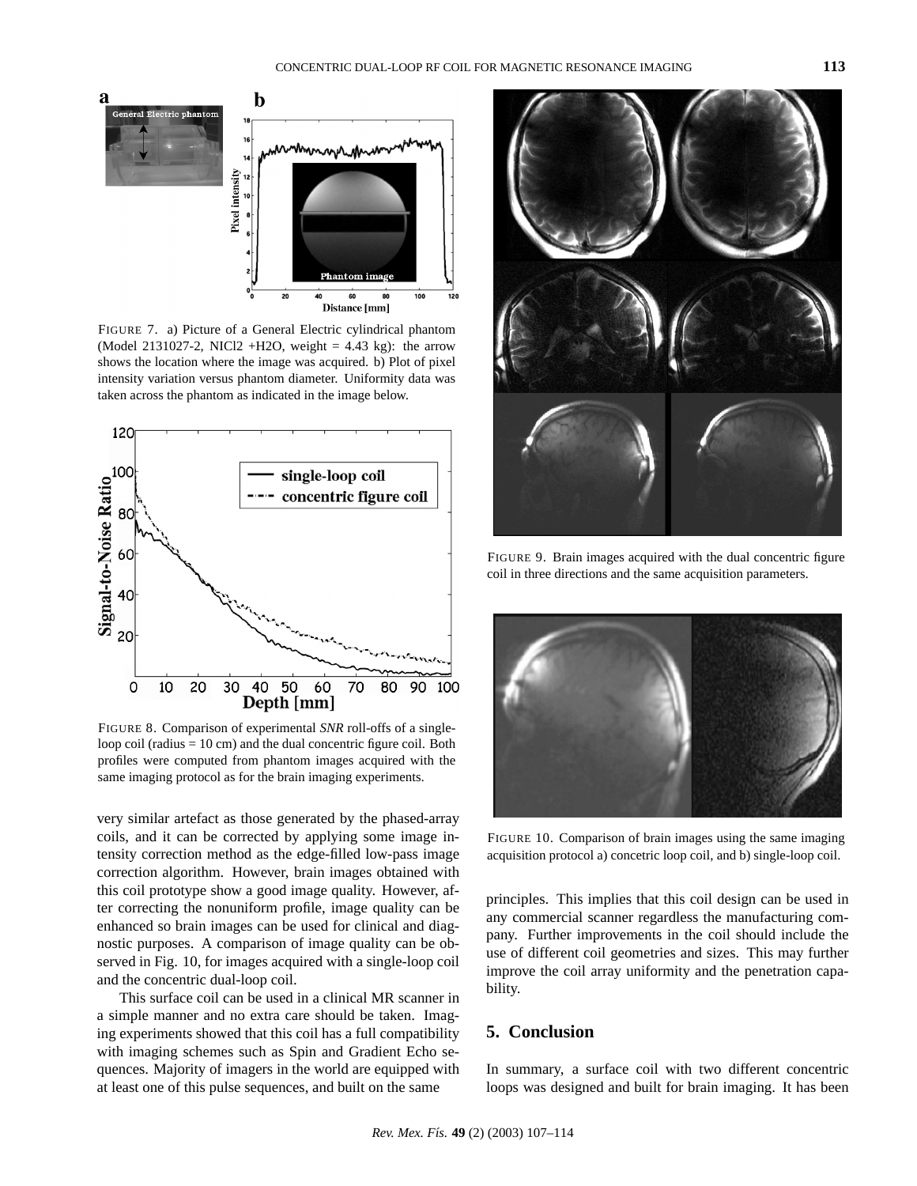FIGURE 7. a) Picture of a General Electric cylindrical phantom (Model 2131027-2, NICl2 +H2O, weight = 4.43 kg): the arrow shows the location where the image was acquired. b) Plot of pixel intensity variation versus phantom diameter. Uniformity data was taken across the phantom as indicated in the image below.

FIGURE 8. Comparison of experimental *SNR* roll-offs of a single-loop coil (radius = 10 cm) and the dual concentric figure coil. Both profiles were computed from phantom images acquired with the same imaging protocol as for the brain imaging experiments.

very similar artefact as those generated by the phased-array coils, and it can be corrected by applying some image intensity correction method as the edge-filled low-pass image correction algorithm. However, brain images obtained with this coil prototype show a good image quality. However, after correcting the nonuniform profile, image quality can be enhanced so brain images can be used for clinical and diagnostic purposes. A comparison of image quality can be observed in Fig. 10, for images acquired with a single-loop coil and the concentric dual-loop coil.

This surface coil can be used in a clinical MR scanner in a simple manner and no extra care should be taken. Imaging experiments showed that this coil has a full compatibility with imaging schemes such as Spin and Gradient Echo sequences. Majority of imagers in the world are equipped with at least one of this pulse sequences, and built on the same principles. This implies that this coil design can be used in any commercial scanner regardless the manufacturing company. Further improvements in the coil should include the use of different coil geometries and sizes. This may further improve the coil array uniformity and the penetration capability.

FIGURE 9. Brain images acquired with the dual concentric figure coil in three directions and the same acquisition parameters.

FIGURE 10. Comparison of brain images using the same imaging acquisition protocol a) concetric loop coil, and b) single-loop coil.

## 5. Conclusion

In summary, a surface coil with two different concentric loops was designed and built for brain imaging. It has been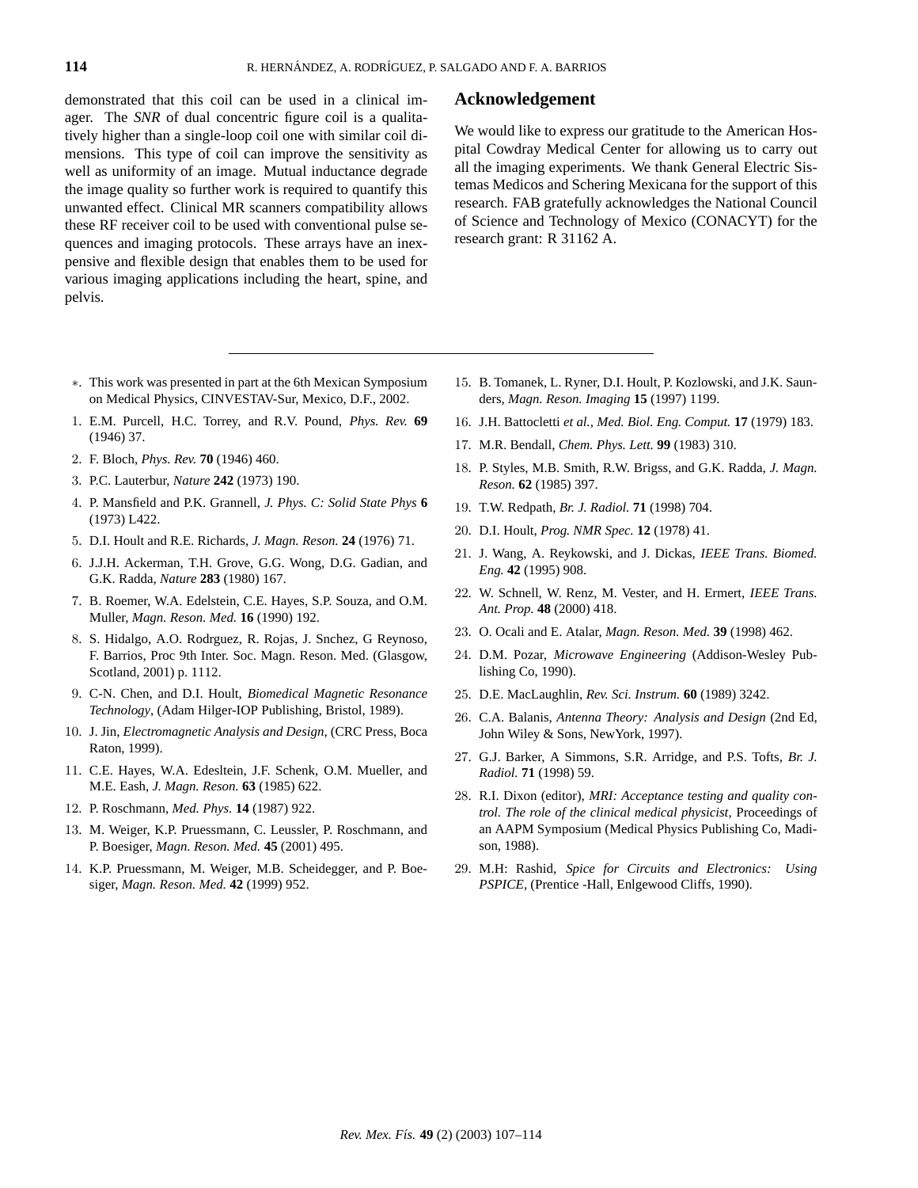demonstrated that this coil can be used in a clinical imager. The *SNR* of dual concentric figure coil is a qualitatively higher than a single-loop coil one with similar coil dimensions. This type of coil can improve the sensitivity as well as uniformity of an image. Mutual inductance degrade the image quality so further work is required to quantify this unwanted effect. Clinical MR scanners compatibility allows these RF receiver coil to be used with conventional pulse sequences and imaging protocols. These arrays have an inexpensive and flexible design that enables them to be used for various imaging applications including the heart, spine, and pelvis.

## Acknowledgement

We would like to express our gratitude to the American Hospital Cowdray Medical Center for allowing us to carry out all the imaging experiments. We thank General Electric Sistemas Medicos and Schering Mexicana for the support of this research. FAB gratefully acknowledges the National Council of Science and Technology of Mexico (CONACYT) for the research grant: R 31162 A.

---

∗. This work was presented in part at the 6th Mexican Symposium on Medical Physics, CINVESTAV-Sur, Mexico, D.F., 2002.

1. E.M. Purcell, H.C. Torrey, and R.V. Pound, *Phys. Rev.* **69** (1946) 37.
2. F. Bloch, *Phys. Rev.* **70** (1946) 460.
3. P.C. Lauterbur, *Nature* **242** (1973) 190.
4. P. Mansfield and P.K. Grannell, *J. Phys. C: Solid State Phys* **6** (1973) L422.
5. D.I. Hoult and R.E. Richards, *J. Magn. Reson.* **24** (1976) 71.
6. J.J.H. Ackerman, T.H. Grove, G.G. Wong, D.G. Gadian, and G.K. Radda, *Nature* **283** (1980) 167.
7. B. Roemer, W.A. Edelstein, C.E. Hayes, S.P. Souza, and O.M. Muller, *Magn. Reson. Med.* **16** (1990) 192.
8. S. Hidalgo, A.O. Rodrguez, R. Rojas, J. Snchez, G Reynoso, F. Barrios, Proc 9th Inter. Soc. Magn. Reson. Med. (Glasgow, Scotland, 2001) p. 1112.
9. C-N. Chen, and D.I. Hoult, *Biomedical Magnetic Resonance Technology*, (Adam Hilger-IOP Publishing, Bristol, 1989).
10. J. Jin, *Electromagnetic Analysis and Design*, (CRC Press, Boca Raton, 1999).
11. C.E. Hayes, W.A. Edesltein, J.F. Schenk, O.M. Mueller, and M.E. Eash, *J. Magn. Reson.* **63** (1985) 622.
12. P. Roschmann, *Med. Phys.* **14** (1987) 922.
13. M. Weiger, K.P. Pruessmann, C. Leussler, P. Roschmann, and P. Boesiger, *Magn. Reson. Med.* **45** (2001) 495.
14. K.P. Pruessmann, M. Weiger, M.B. Scheidegger, and P. Boesiger, *Magn. Reson. Med.* **42** (1999) 952.
15. B. Tomanek, L. Ryner, D.I. Hoult, P. Kozlowski, and J.K. Saunders, *Magn. Reson. Imaging* **15** (1997) 1199.
16. J.H. Battocletti *et al.*, *Med. Biol. Eng. Comput.* **17** (1979) 183.
17. M.R. Bendall, *Chem. Phys. Lett.* **99** (1983) 310.
18. P. Styles, M.B. Smith, R.W. Brigss, and G.K. Radda, *J. Magn. Reson.* **62** (1985) 397.
19. T.W. Redpath, *Br. J. Radiol.* **71** (1998) 704.
20. D.I. Hoult, *Prog. NMR Spec.* **12** (1978) 41.
21. J. Wang, A. Reykowski, and J. Dickas, *IEEE Trans. Biomed. Eng.* **42** (1995) 908.
22. W. Schnell, W. Renz, M. Vester, and H. Ermert, *IEEE Trans. Ant. Prop.* **48** (2000) 418.
23. O. Ocali and E. Atalar, *Magn. Reson. Med.* **39** (1998) 462.
24. D.M. Pozar, *Microwave Engineering* (Addison-Wesley Publishing Co, 1990).
25. D.E. MacLaughlin, *Rev. Sci. Instrum.* **60** (1989) 3242.
26. C.A. Balanis, *Antenna Theory: Analysis and Design* (2nd Ed, John Wiley & Sons, NewYork, 1997).
27. G.J. Barker, A Simmons, S.R. Arridge, and P.S. Tofts, *Br. J. Radiol.* **71** (1998) 59.
28. R.I. Dixon (editor), *MRI: Acceptance testing and quality control. The role of the clinical medical physicist*, Proceedings of an AAPM Symposium (Medical Physics Publishing Co, Madison, 1988).
29. M.H: Rashid, *Spice for Circuits and Electronics: Using PSPICE*, (Prentice -Hall, Enlgewood Cliffs, 1990).